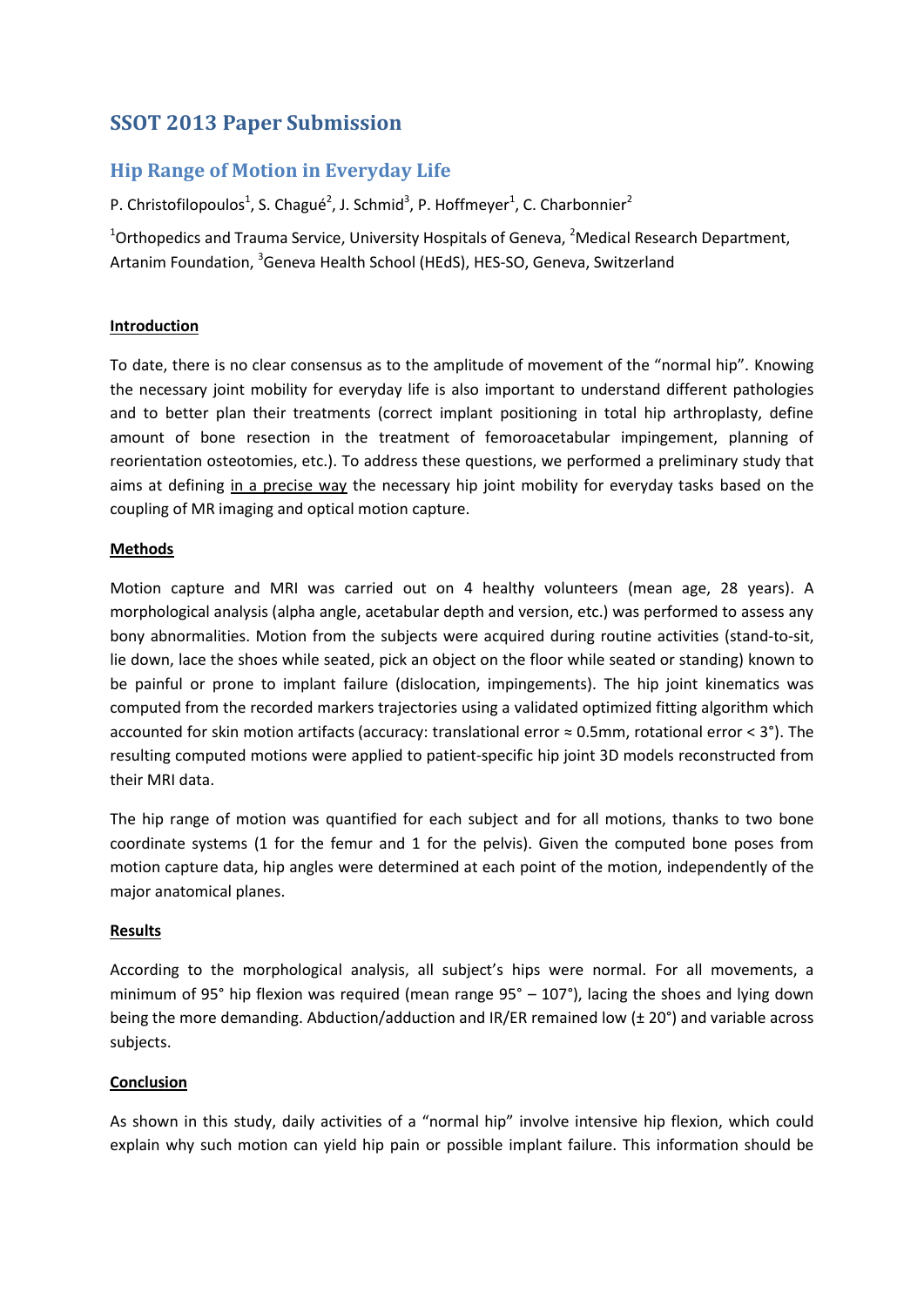# SSOT 2013 Paper Submission

## Hip Range of Motion in Everyday Life

P. Christofilopoulos[1], S. Chagué[2], J. Schmid[3], P. Hoffmeyer[1], C. Charbonnier[2]

[1]Orthopedics and Trauma Service, University Hospitals of Geneva, [2]Medical Research Department, Artanim Foundation, [3]Geneva Health School (HEdS), HES-SO, Geneva, Switzerland

### Introduction

To date, there is no clear consensus as to the amplitude of movement of the "normal hip". Knowing the necessary joint mobility for everyday life is also important to understand different pathologies and to better plan their treatments (correct implant positioning in total hip arthroplasty, define amount of bone resection in the treatment of femoroacetabular impingement, planning of reorientation osteotomies, etc.). To address these questions, we performed a preliminary study that aims at defining in a precise way the necessary hip joint mobility for everyday tasks based on the coupling of MR imaging and optical motion capture.

### Methods

Motion capture and MRI was carried out on 4 healthy volunteers (mean age, 28 years). A morphological analysis (alpha angle, acetabular depth and version, etc.) was performed to assess any bony abnormalities. Motion from the subjects were acquired during routine activities (stand-to-sit, lie down, lace the shoes while seated, pick an object on the floor while seated or standing) known to be painful or prone to implant failure (dislocation, impingements). The hip joint kinematics was computed from the recorded markers trajectories using a validated optimized fitting algorithm which accounted for skin motion artifacts (accuracy: translational error ≈ 0.5mm, rotational error < 3°). The resulting computed motions were applied to patient-specific hip joint 3D models reconstructed from their MRI data.

The hip range of motion was quantified for each subject and for all motions, thanks to two bone coordinate systems (1 for the femur and 1 for the pelvis). Given the computed bone poses from motion capture data, hip angles were determined at each point of the motion, independently of the major anatomical planes.

### Results

According to the morphological analysis, all subject's hips were normal. For all movements, a minimum of 95° hip flexion was required (mean range 95° – 107°), lacing the shoes and lying down being the more demanding. Abduction/adduction and IR/ER remained low (± 20°) and variable across subjects.

### Conclusion

As shown in this study, daily activities of a "normal hip" involve intensive hip flexion, which could explain why such motion can yield hip pain or possible implant failure. This information should be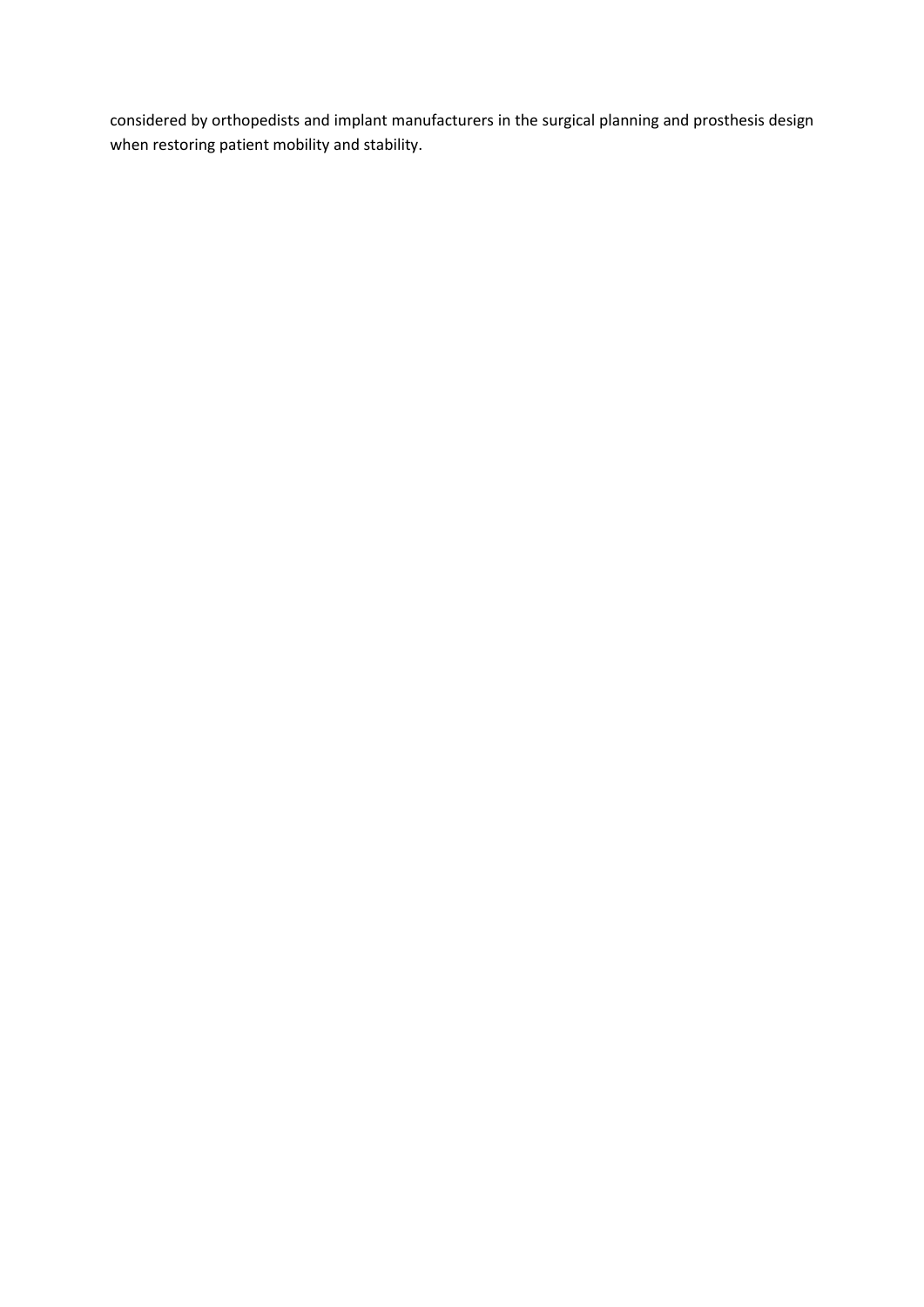considered by orthopedists and implant manufacturers in the surgical planning and prosthesis design when restoring patient mobility and stability.